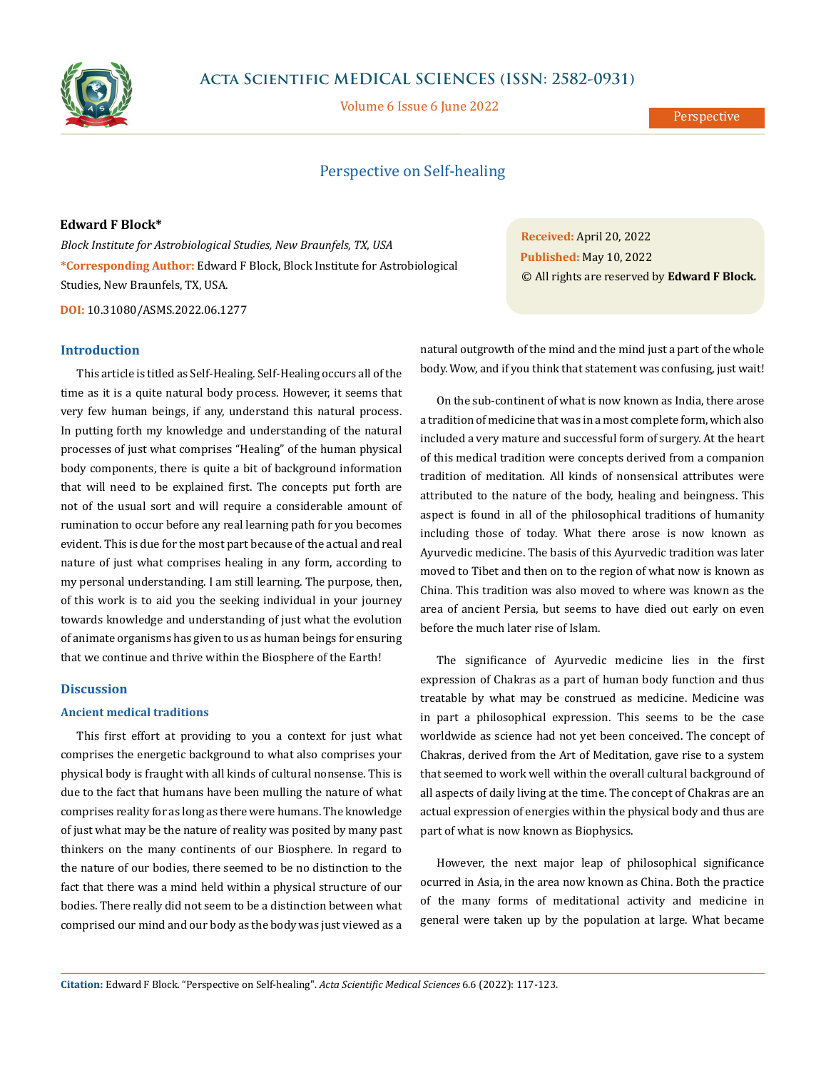# Perspective on Self-healing

**Edward F Block***

*Block Institute for Astrobiological Studies, New Braunfels, TX, USA*

***Corresponding Author:** Edward F Block, Block Institute for Astrobiological Studies, New Braunfels, TX, USA.

**DOI:** 10.31080/ASMS.2022.06.1277

**Received:** April 20, 2022
**Published:** May 10, 2022
© All rights are reserved by **Edward F Block.**

## Introduction

This article is titled as Self-Healing. Self-Healing occurs all of the time as it is a quite natural body process. However, it seems that very few human beings, if any, understand this natural process. In putting forth my knowledge and understanding of the natural processes of just what comprises "Healing" of the human physical body components, there is quite a bit of background information that will need to be explained first. The concepts put forth are not of the usual sort and will require a considerable amount of rumination to occur before any real learning path for you becomes evident. This is due for the most part because of the actual and real nature of just what comprises healing in any form, according to my personal understanding. I am still learning. The purpose, then, of this work is to aid you the seeking individual in your journey towards knowledge and understanding of just what the evolution of animate organisms has given to us as human beings for ensuring that we continue and thrive within the Biosphere of the Earth!

## Discussion

### Ancient medical traditions

This first effort at providing to you a context for just what comprises the energetic background to what also comprises your physical body is fraught with all kinds of cultural nonsense. This is due to the fact that humans have been mulling the nature of what comprises reality for as long as there were humans. The knowledge of just what may be the nature of reality was posited by many past thinkers on the many continents of our Biosphere. In regard to the nature of our bodies, there seemed to be no distinction to the fact that there was a mind held within a physical structure of our bodies. There really did not seem to be a distinction between what comprised our mind and our body as the body was just viewed as a natural outgrowth of the mind and the mind just a part of the whole body. Wow, and if you think that statement was confusing, just wait!

On the sub-continent of what is now known as India, there arose a tradition of medicine that was in a most complete form, which also included a very mature and successful form of surgery. At the heart of this medical tradition were concepts derived from a companion tradition of meditation. All kinds of nonsensical attributes were attributed to the nature of the body, healing and beingness. This aspect is found in all of the philosophical traditions of humanity including those of today. What there arose is now known as Ayurvedic medicine. The basis of this Ayurvedic tradition was later moved to Tibet and then on to the region of what now is known as China. This tradition was also moved to where was known as the area of ancient Persia, but seems to have died out early on even before the much later rise of Islam.

The significance of Ayurvedic medicine lies in the first expression of Chakras as a part of human body function and thus treatable by what may be construed as medicine. Medicine was in part a philosophical expression. This seems to be the case worldwide as science had not yet been conceived. The concept of Chakras, derived from the Art of Meditation, gave rise to a system that seemed to work well within the overall cultural background of all aspects of daily living at the time. The concept of Chakras are an actual expression of energies within the physical body and thus are part of what is now known as Biophysics.

However, the next major leap of philosophical significance ocurred in Asia, in the area now known as China. Both the practice of the many forms of meditational activity and medicine in general were taken up by the population at large. What became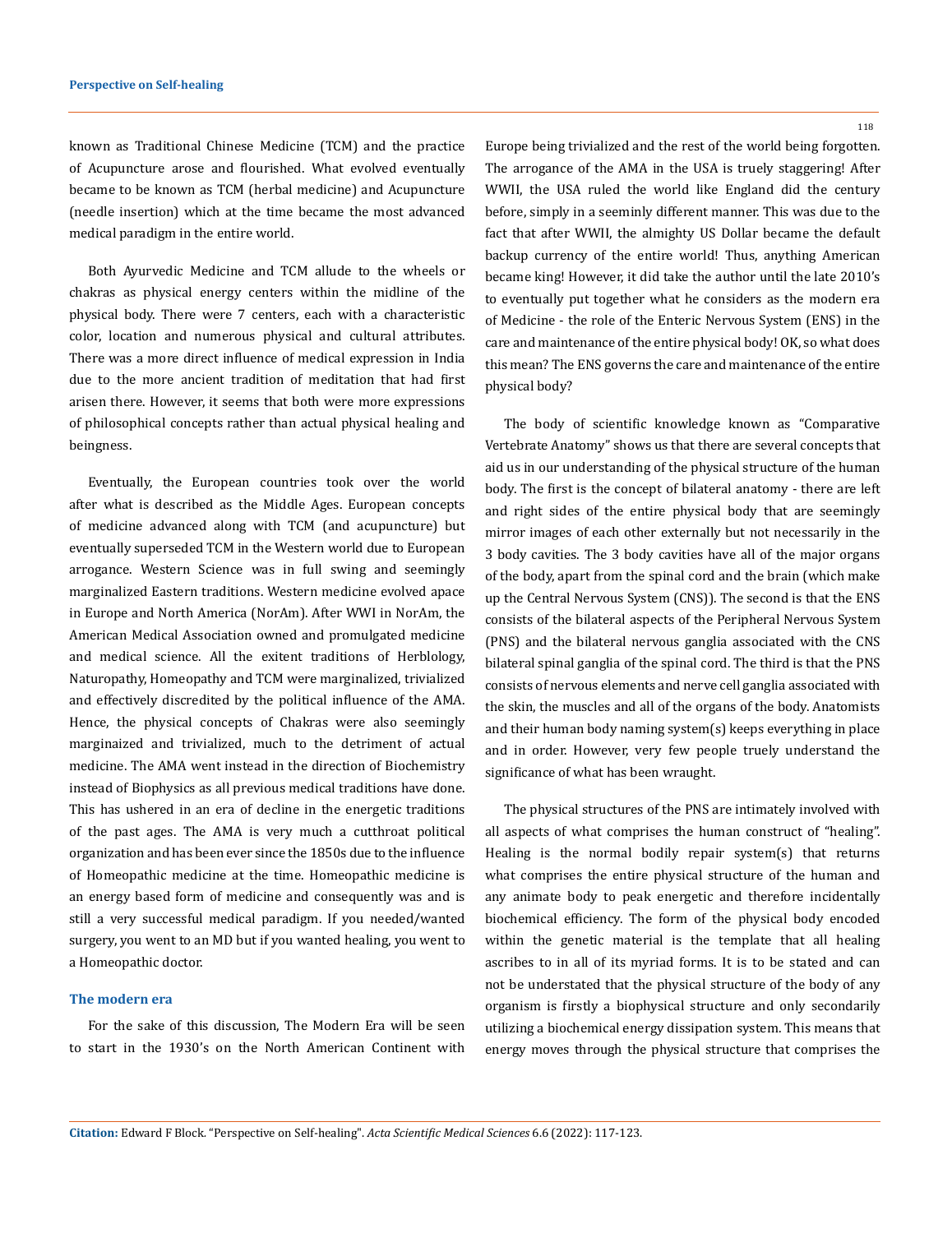known as Traditional Chinese Medicine (TCM) and the practice of Acupuncture arose and flourished. What evolved eventually became to be known as TCM (herbal medicine) and Acupuncture (needle insertion) which at the time became the most advanced medical paradigm in the entire world.

Both Ayurvedic Medicine and TCM allude to the wheels or chakras as physical energy centers within the midline of the physical body. There were 7 centers, each with a characteristic color, location and numerous physical and cultural attributes. There was a more direct influence of medical expression in India due to the more ancient tradition of meditation that had first arisen there. However, it seems that both were more expressions of philosophical concepts rather than actual physical healing and beingness.

Eventually, the European countries took over the world after what is described as the Middle Ages. European concepts of medicine advanced along with TCM (and acupuncture) but eventually superseded TCM in the Western world due to European arrogance. Western Science was in full swing and seemingly marginalized Eastern traditions. Western medicine evolved apace in Europe and North America (NorAm). After WWI in NorAm, the American Medical Association owned and promulgated medicine and medical science. All the exitent traditions of Herblology, Naturopathy, Homeopathy and TCM were marginalized, trivialized and effectively discredited by the political influence of the AMA. Hence, the physical concepts of Chakras were also seemingly marginaized and trivialized, much to the detriment of actual medicine. The AMA went instead in the direction of Biochemistry instead of Biophysics as all previous medical traditions have done. This has ushered in an era of decline in the energetic traditions of the past ages. The AMA is very much a cutthroat political organization and has been ever since the 1850s due to the influence of Homeopathic medicine at the time. Homeopathic medicine is an energy based form of medicine and consequently was and is still a very successful medical paradigm. If you needed/wanted surgery, you went to an MD but if you wanted healing, you went to a Homeopathic doctor.

## The modern era

For the sake of this discussion, The Modern Era will be seen to start in the 1930's on the North American Continent with Europe being trivialized and the rest of the world being forgotten. The arrogance of the AMA in the USA is truely staggering! After WWII, the USA ruled the world like England did the century before, simply in a seeminly different manner. This was due to the fact that after WWII, the almighty US Dollar became the default backup currency of the entire world! Thus, anything American became king! However, it did take the author until the late 2010's to eventually put together what he considers as the modern era of Medicine - the role of the Enteric Nervous System (ENS) in the care and maintenance of the entire physical body! OK, so what does this mean? The ENS governs the care and maintenance of the entire physical body?

The body of scientific knowledge known as "Comparative Vertebrate Anatomy" shows us that there are several concepts that aid us in our understanding of the physical structure of the human body. The first is the concept of bilateral anatomy - there are left and right sides of the entire physical body that are seemingly mirror images of each other externally but not necessarily in the 3 body cavities. The 3 body cavities have all of the major organs of the body, apart from the spinal cord and the brain (which make up the Central Nervous System (CNS)). The second is that the ENS consists of the bilateral aspects of the Peripheral Nervous System (PNS) and the bilateral nervous ganglia associated with the CNS bilateral spinal ganglia of the spinal cord. The third is that the PNS consists of nervous elements and nerve cell ganglia associated with the skin, the muscles and all of the organs of the body. Anatomists and their human body naming system(s) keeps everything in place and in order. However, very few people truely understand the significance of what has been wraught.

The physical structures of the PNS are intimately involved with all aspects of what comprises the human construct of "healing". Healing is the normal bodily repair system(s) that returns what comprises the entire physical structure of the human and any animate body to peak energetic and therefore incidentally biochemical efficiency. The form of the physical body encoded within the genetic material is the template that all healing ascribes to in all of its myriad forms. It is to be stated and can not be understated that the physical structure of the body of any organism is firstly a biophysical structure and only secondarily utilizing a biochemical energy dissipation system. This means that energy moves through the physical structure that comprises the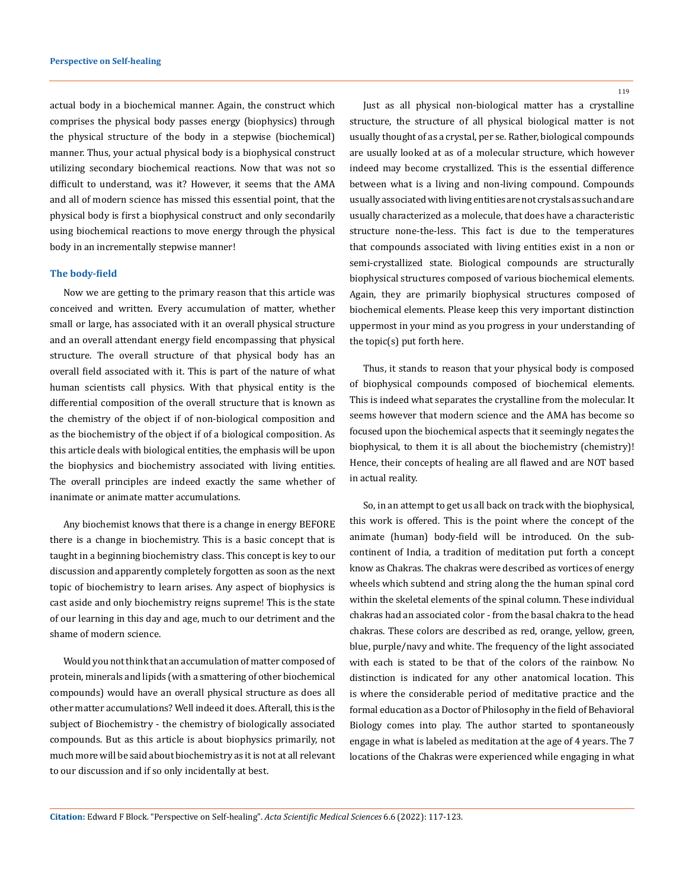actual body in a biochemical manner. Again, the construct which comprises the physical body passes energy (biophysics) through the physical structure of the body in a stepwise (biochemical) manner. Thus, your actual physical body is a biophysical construct utilizing secondary biochemical reactions. Now that was not so difficult to understand, was it? However, it seems that the AMA and all of modern science has missed this essential point, that the physical body is first a biophysical construct and only secondarily using biochemical reactions to move energy through the physical body in an incrementally stepwise manner!

### The body-field

Now we are getting to the primary reason that this article was conceived and written. Every accumulation of matter, whether small or large, has associated with it an overall physical structure and an overall attendant energy field encompassing that physical structure. The overall structure of that physical body has an overall field associated with it. This is part of the nature of what human scientists call physics. With that physical entity is the differential composition of the overall structure that is known as the chemistry of the object if of non-biological composition and as the biochemistry of the object if of a biological composition. As this article deals with biological entities, the emphasis will be upon the biophysics and biochemistry associated with living entities. The overall principles are indeed exactly the same whether of inanimate or animate matter accumulations.

Any biochemist knows that there is a change in energy BEFORE there is a change in biochemistry. This is a basic concept that is taught in a beginning biochemistry class. This concept is key to our discussion and apparently completely forgotten as soon as the next topic of biochemistry to learn arises. Any aspect of biophysics is cast aside and only biochemistry reigns supreme! This is the state of our learning in this day and age, much to our detriment and the shame of modern science.

Would you not think that an accumulation of matter composed of protein, minerals and lipids (with a smattering of other biochemical compounds) would have an overall physical structure as does all other matter accumulations? Well indeed it does. Afterall, this is the subject of Biochemistry - the chemistry of biologically associated compounds. But as this article is about biophysics primarily, not much more will be said about biochemistry as it is not at all relevant to our discussion and if so only incidentally at best.

Just as all physical non-biological matter has a crystalline structure, the structure of all physical biological matter is not usually thought of as a crystal, per se. Rather, biological compounds are usually looked at as of a molecular structure, which however indeed may become crystallized. This is the essential difference between what is a living and non-living compound. Compounds usually associated with living entities are not crystals as such and are usually characterized as a molecule, that does have a characteristic structure none-the-less. This fact is due to the temperatures that compounds associated with living entities exist in a non or semi-crystallized state. Biological compounds are structurally biophysical structures composed of various biochemical elements. Again, they are primarily biophysical structures composed of biochemical elements. Please keep this very important distinction uppermost in your mind as you progress in your understanding of the topic(s) put forth here.

Thus, it stands to reason that your physical body is composed of biophysical compounds composed of biochemical elements. This is indeed what separates the crystalline from the molecular. It seems however that modern science and the AMA has become so focused upon the biochemical aspects that it seemingly negates the biophysical, to them it is all about the biochemistry (chemistry)! Hence, their concepts of healing are all flawed and are NOT based in actual reality.

So, in an attempt to get us all back on track with the biophysical, this work is offered. This is the point where the concept of the animate (human) body-field will be introduced. On the sub-continent of India, a tradition of meditation put forth a concept know as Chakras. The chakras were described as vortices of energy wheels which subtend and string along the the human spinal cord within the skeletal elements of the spinal column. These individual chakras had an associated color - from the basal chakra to the head chakras. These colors are described as red, orange, yellow, green, blue, purple/navy and white. The frequency of the light associated with each is stated to be that of the colors of the rainbow. No distinction is indicated for any other anatomical location. This is where the considerable period of meditative practice and the formal education as a Doctor of Philosophy in the field of Behavioral Biology come into play. The author started to spontaneously engage in what is labeled as meditation at the age of 4 years. The 7 locations of the Chakras were experienced while engaging in what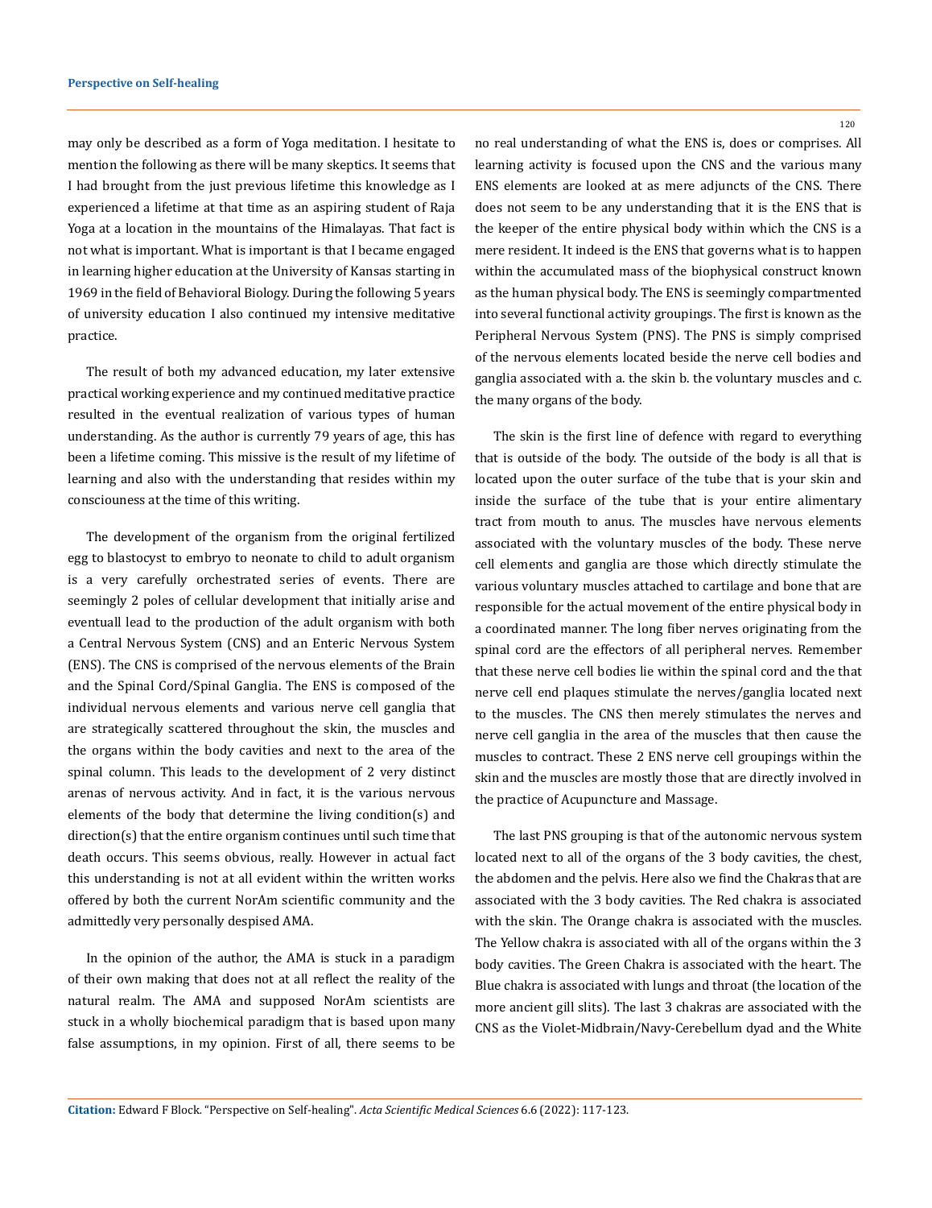may only be described as a form of Yoga meditation. I hesitate to mention the following as there will be many skeptics. It seems that I had brought from the just previous lifetime this knowledge as I experienced a lifetime at that time as an aspiring student of Raja Yoga at a location in the mountains of the Himalayas. That fact is not what is important. What is important is that I became engaged in learning higher education at the University of Kansas starting in 1969 in the field of Behavioral Biology. During the following 5 years of university education I also continued my intensive meditative practice.

The result of both my advanced education, my later extensive practical working experience and my continued meditative practice resulted in the eventual realization of various types of human understanding. As the author is currently 79 years of age, this has been a lifetime coming. This missive is the result of my lifetime of learning and also with the understanding that resides within my consciousness at the time of this writing.

The development of the organism from the original fertilized egg to blastocyst to embryo to neonate to child to adult organism is a very carefully orchestrated series of events. There are seemingly 2 poles of cellular development that initially arise and eventuall lead to the production of the adult organism with both a Central Nervous System (CNS) and an Enteric Nervous System (ENS). The CNS is comprised of the nervous elements of the Brain and the Spinal Cord/Spinal Ganglia. The ENS is composed of the individual nervous elements and various nerve cell ganglia that are strategically scattered throughout the skin, the muscles and the organs within the body cavities and next to the area of the spinal column. This leads to the development of 2 very distinct arenas of nervous activity. And in fact, it is the various nervous elements of the body that determine the living condition(s) and direction(s) that the entire organism continues until such time that death occurs. This seems obvious, really. However in actual fact this understanding is not at all evident within the written works offered by both the current NorAm scientific community and the admittedly very personally despised AMA.

In the opinion of the author, the AMA is stuck in a paradigm of their own making that does not at all reflect the reality of the natural realm. The AMA and supposed NorAm scientists are stuck in a wholly biochemical paradigm that is based upon many false assumptions, in my opinion. First of all, there seems to be no real understanding of what the ENS is, does or comprises. All learning activity is focused upon the CNS and the various many ENS elements are looked at as mere adjuncts of the CNS. There does not seem to be any understanding that it is the ENS that is the keeper of the entire physical body within which the CNS is a mere resident. It indeed is the ENS that governs what is to happen within the accumulated mass of the biophysical construct known as the human physical body. The ENS is seemingly compartmented into several functional activity groupings. The first is known as the Peripheral Nervous System (PNS). The PNS is simply comprised of the nervous elements located beside the nerve cell bodies and ganglia associated with a. the skin b. the voluntary muscles and c. the many organs of the body.

The skin is the first line of defence with regard to everything that is outside of the body. The outside of the body is all that is located upon the outer surface of the tube that is your skin and inside the surface of the tube that is your entire alimentary tract from mouth to anus. The muscles have nervous elements associated with the voluntary muscles of the body. These nerve cell elements and ganglia are those which directly stimulate the various voluntary muscles attached to cartilage and bone that are responsible for the actual movement of the entire physical body in a coordinated manner. The long fiber nerves originating from the spinal cord are the effectors of all peripheral nerves. Remember that these nerve cell bodies lie within the spinal cord and the that nerve cell end plaques stimulate the nerves/ganglia located next to the muscles. The CNS then merely stimulates the nerves and nerve cell ganglia in the area of the muscles that then cause the muscles to contract. These 2 ENS nerve cell groupings within the skin and the muscles are mostly those that are directly involved in the practice of Acupuncture and Massage.

The last PNS grouping is that of the autonomic nervous system located next to all of the organs of the 3 body cavities, the chest, the abdomen and the pelvis. Here also we find the Chakras that are associated with the 3 body cavities. The Red chakra is associated with the skin. The Orange chakra is associated with the muscles. The Yellow chakra is associated with all of the organs within the 3 body cavities. The Green Chakra is associated with the heart. The Blue chakra is associated with lungs and throat (the location of the more ancient gill slits). The last 3 chakras are associated with the CNS as the Violet-Midbrain/Navy-Cerebellum dyad and the White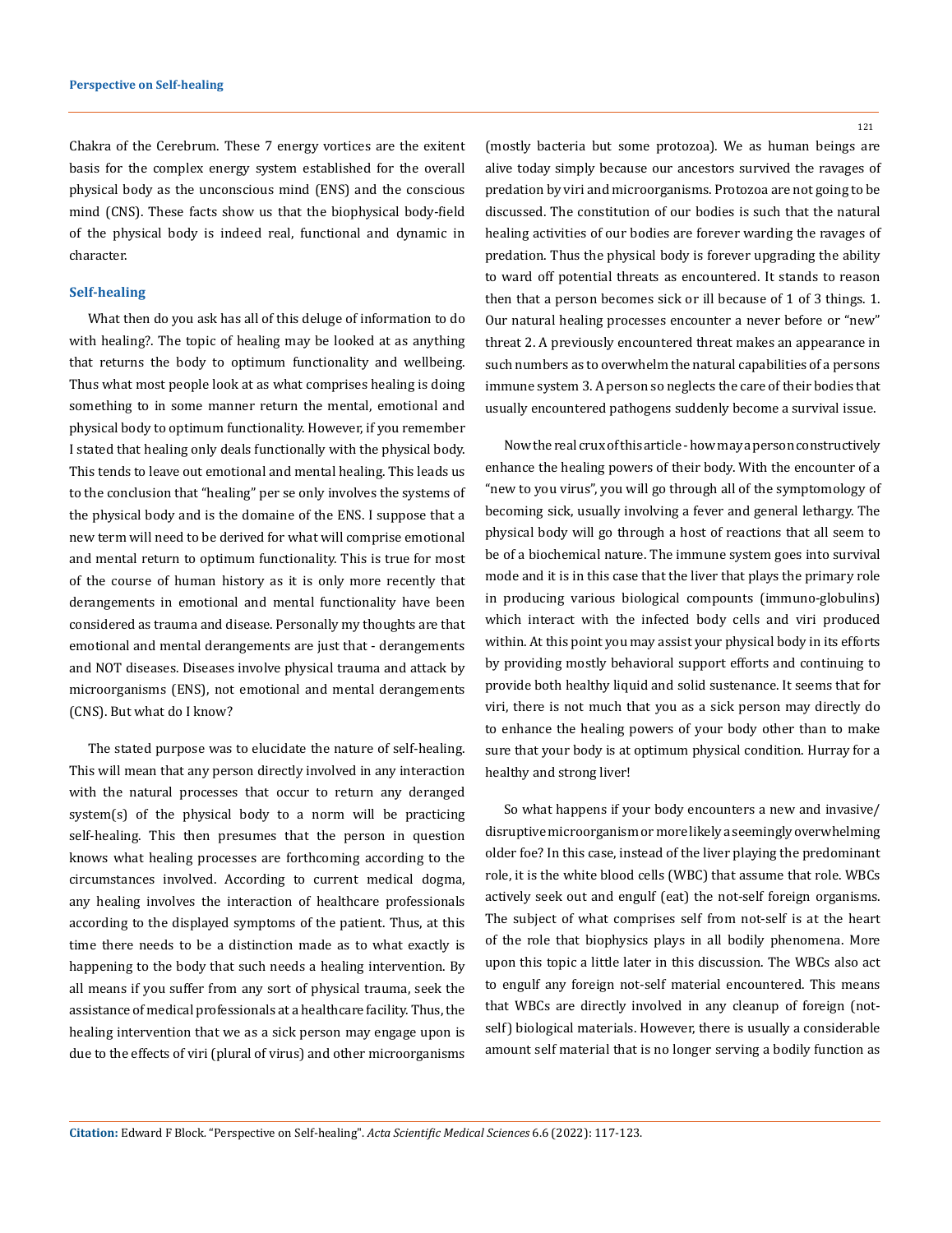Chakra of the Cerebrum. These 7 energy vortices are the exitent basis for the complex energy system established for the overall physical body as the unconscious mind (ENS) and the conscious mind (CNS). These facts show us that the biophysical body-field of the physical body is indeed real, functional and dynamic in character.

## Self-healing

What then do you ask has all of this deluge of information to do with healing?. The topic of healing may be looked at as anything that returns the body to optimum functionality and wellbeing. Thus what most people look at as what comprises healing is doing something to in some manner return the mental, emotional and physical body to optimum functionality. However, if you remember I stated that healing only deals functionally with the physical body. This tends to leave out emotional and mental healing. This leads us to the conclusion that "healing" per se only involves the systems of the physical body and is the domaine of the ENS. I suppose that a new term will need to be derived for what will comprise emotional and mental return to optimum functionality. This is true for most of the course of human history as it is only more recently that derangements in emotional and mental functionality have been considered as trauma and disease. Personally my thoughts are that emotional and mental derangements are just that - derangements and NOT diseases. Diseases involve physical trauma and attack by microorganisms (ENS), not emotional and mental derangements (CNS). But what do I know?

The stated purpose was to elucidate the nature of self-healing. This will mean that any person directly involved in any interaction with the natural processes that occur to return any deranged system(s) of the physical body to a norm will be practicing self-healing. This then presumes that the person in question knows what healing processes are forthcoming according to the circumstances involved. According to current medical dogma, any healing involves the interaction of healthcare professionals according to the displayed symptoms of the patient. Thus, at this time there needs to be a distinction made as to what exactly is happening to the body that such needs a healing intervention. By all means if you suffer from any sort of physical trauma, seek the assistance of medical professionals at a healthcare facility. Thus, the healing intervention that we as a sick person may engage upon is due to the effects of viri (plural of virus) and other microorganisms (mostly bacteria but some protozoa). We as human beings are alive today simply because our ancestors survived the ravages of predation by viri and microorganisms. Protozoa are not going to be discussed. The constitution of our bodies is such that the natural healing activities of our bodies are forever warding the ravages of predation. Thus the physical body is forever upgrading the ability to ward off potential threats as encountered. It stands to reason then that a person becomes sick or ill because of 1 of 3 things. 1. Our natural healing processes encounter a never before or "new" threat 2. A previously encountered threat makes an appearance in such numbers as to overwhelm the natural capabilities of a persons immune system 3. A person so neglects the care of their bodies that usually encountered pathogens suddenly become a survival issue.

Now the real crux of this article - how may a person constructively enhance the healing powers of their body. With the encounter of a "new to you virus", you will go through all of the symptomology of becoming sick, usually involving a fever and general lethargy. The physical body will go through a host of reactions that all seem to be of a biochemical nature. The immune system goes into survival mode and it is in this case that the liver that plays the primary role in producing various biological compounds (immuno-globulins) which interact with the infected body cells and viri produced within. At this point you may assist your physical body in its efforts by providing mostly behavioral support efforts and continuing to provide both healthy liquid and solid sustenance. It seems that for viri, there is not much that you as a sick person may directly do to enhance the healing powers of your body other than to make sure that your body is at optimum physical condition. Hurray for a healthy and strong liver!

So what happens if your body encounters a new and invasive/disruptive microorganism or more likely a seemingly overwhelming older foe? In this case, instead of the liver playing the predominant role, it is the white blood cells (WBC) that assume that role. WBCs actively seek out and engulf (eat) the not-self foreign organisms. The subject of what comprises self from not-self is at the heart of the role that biophysics plays in all bodily phenomena. More upon this topic a little later in this discussion. The WBCs also act to engulf any foreign not-self material encountered. This means that WBCs are directly involved in any cleanup of foreign (not-self) biological materials. However, there is usually a considerable amount self material that is no longer serving a bodily function as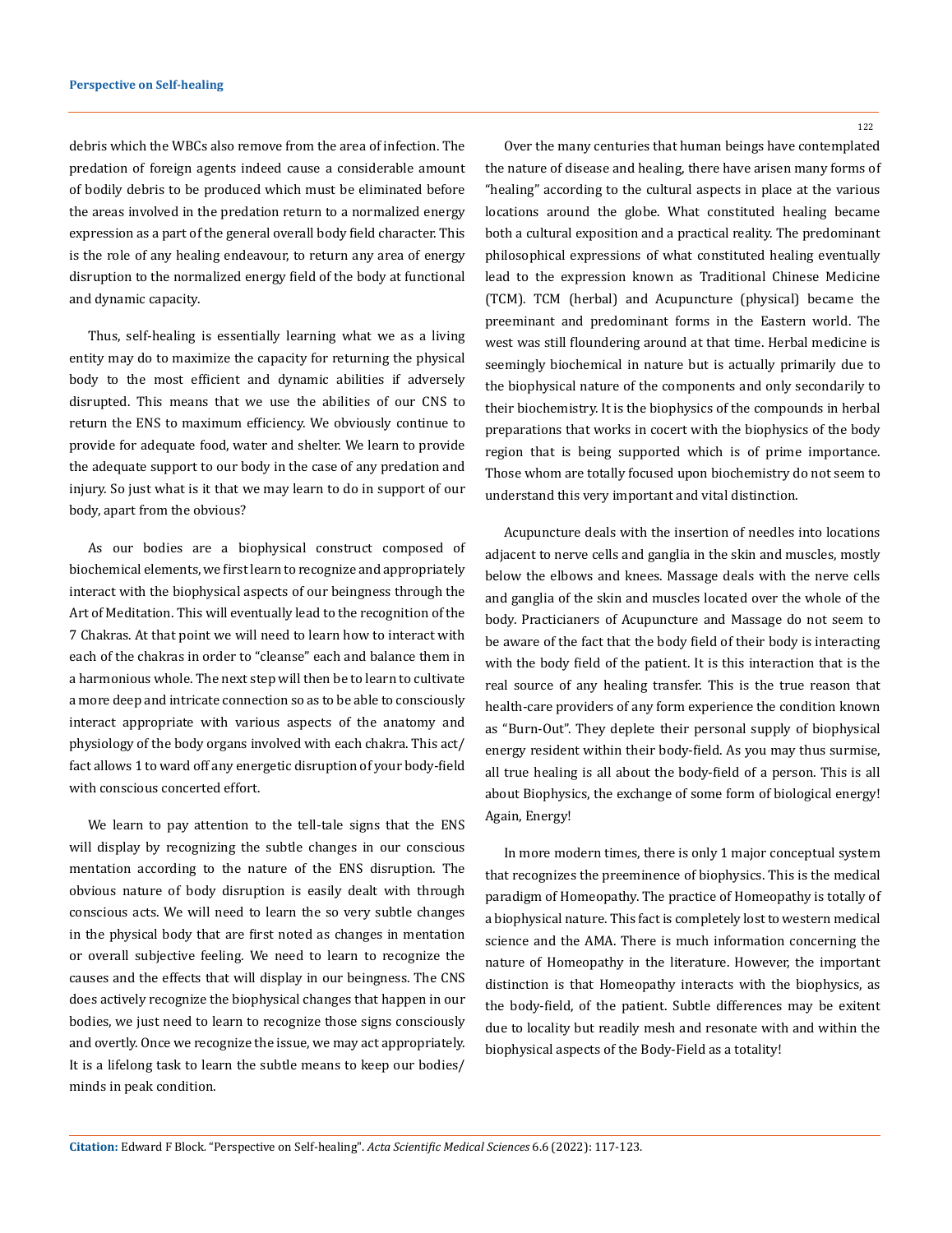debris which the WBCs also remove from the area of infection. The predation of foreign agents indeed cause a considerable amount of bodily debris to be produced which must be eliminated before the areas involved in the predation return to a normalized energy expression as a part of the general overall body field character. This is the role of any healing endeavour, to return any area of energy disruption to the normalized energy field of the body at functional and dynamic capacity.

Thus, self-healing is essentially learning what we as a living entity may do to maximize the capacity for returning the physical body to the most efficient and dynamic abilities if adversely disrupted. This means that we use the abilities of our CNS to return the ENS to maximum efficiency. We obviously continue to provide for adequate food, water and shelter. We learn to provide the adequate support to our body in the case of any predation and injury. So just what is it that we may learn to do in support of our body, apart from the obvious?

As our bodies are a biophysical construct composed of biochemical elements, we first learn to recognize and appropriately interact with the biophysical aspects of our beingness through the Art of Meditation. This will eventually lead to the recognition of the 7 Chakras. At that point we will need to learn how to interact with each of the chakras in order to "cleanse" each and balance them in a harmonious whole. The next step will then be to learn to cultivate a more deep and intricate connection so as to be able to consciously interact appropriate with various aspects of the anatomy and physiology of the body organs involved with each chakra. This act/fact allows 1 to ward off any energetic disruption of your body-field with conscious concerted effort.

We learn to pay attention to the tell-tale signs that the ENS will display by recognizing the subtle changes in our conscious mentation according to the nature of the ENS disruption. The obvious nature of body disruption is easily dealt with through conscious acts. We will need to learn the so very subtle changes in the physical body that are first noted as changes in mentation or overall subjective feeling. We need to learn to recognize the causes and the effects that will display in our beingness. The CNS does actively recognize the biophysical changes that happen in our bodies, we just need to learn to recognize those signs consciously and overtly. Once we recognize the issue, we may act appropriately. It is a lifelong task to learn the subtle means to keep our bodies/minds in peak condition.

Over the many centuries that human beings have contemplated the nature of disease and healing, there have arisen many forms of "healing" according to the cultural aspects in place at the various locations around the globe. What constituted healing became both a cultural exposition and a practical reality. The predominant philosophical expressions of what constituted healing eventually lead to the expression known as Traditional Chinese Medicine (TCM). TCM (herbal) and Acupuncture (physical) became the preeminant and predominant forms in the Eastern world. The west was still floundering around at that time. Herbal medicine is seemingly biochemical in nature but is actually primarily due to the biophysical nature of the components and only secondarily to their biochemistry. It is the biophysics of the compounds in herbal preparations that works in cocert with the biophysics of the body region that is being supported which is of prime importance. Those whom are totally focused upon biochemistry do not seem to understand this very important and vital distinction.

Acupuncture deals with the insertion of needles into locations adjacent to nerve cells and ganglia in the skin and muscles, mostly below the elbows and knees. Massage deals with the nerve cells and ganglia of the skin and muscles located over the whole of the body. Practicianers of Acupuncture and Massage do not seem to be aware of the fact that the body field of their body is interacting with the body field of the patient. It is this interaction that is the real source of any healing transfer. This is the true reason that health-care providers of any form experience the condition known as "Burn-Out". They deplete their personal supply of biophysical energy resident within their body-field. As you may thus surmise, all true healing is all about the body-field of a person. This is all about Biophysics, the exchange of some form of biological energy! Again, Energy!

In more modern times, there is only 1 major conceptual system that recognizes the preeminence of biophysics. This is the medical paradigm of Homeopathy. The practice of Homeopathy is totally of a biophysical nature. This fact is completely lost to western medical science and the AMA. There is much information concerning the nature of Homeopathy in the literature. However, the important distinction is that Homeopathy interacts with the biophysics, as the body-field, of the patient. Subtle differences may be exitent due to locality but readily mesh and resonate with and within the biophysical aspects of the Body-Field as a totality!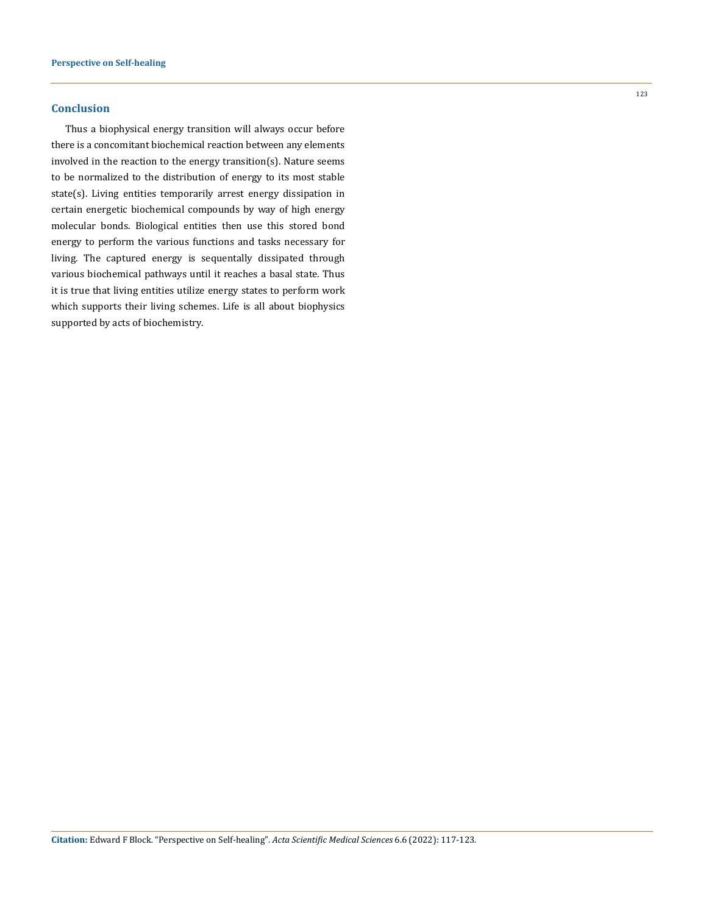## Conclusion

Thus a biophysical energy transition will always occur before there is a concomitant biochemical reaction between any elements involved in the reaction to the energy transition(s). Nature seems to be normalized to the distribution of energy to its most stable state(s). Living entities temporarily arrest energy dissipation in certain energetic biochemical compounds by way of high energy molecular bonds. Biological entities then use this stored bond energy to perform the various functions and tasks necessary for living. The captured energy is sequentally dissipated through various biochemical pathways until it reaches a basal state. Thus it is true that living entities utilize energy states to perform work which supports their living schemes. Life is all about biophysics supported by acts of biochemistry.